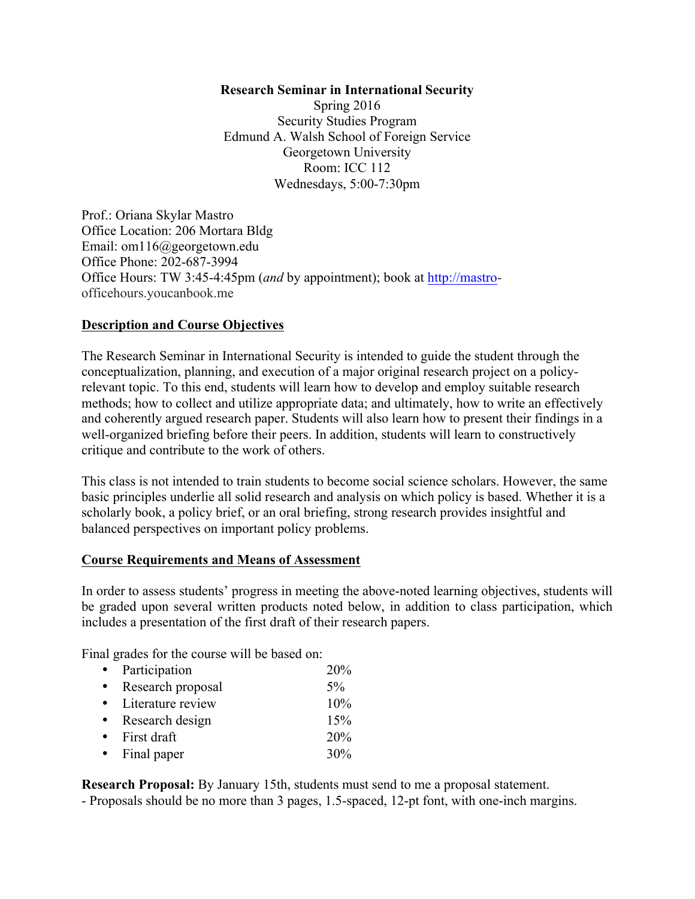**Research Seminar in International Security**
Spring 2016
Security Studies Program
Edmund A. Walsh School of Foreign Service
Georgetown University
Room: ICC 112
Wednesdays, 5:00-7:30pm

Prof.: Oriana Skylar Mastro
Office Location: 206 Mortara Bldg
Email: om116@georgetown.edu
Office Phone: 202-687-3994
Office Hours: TW 3:45-4:45pm (*and* by appointment); book at http://mastro-officehours.youcanbook.me

## Description and Course Objectives

The Research Seminar in International Security is intended to guide the student through the conceptualization, planning, and execution of a major original research project on a policy-relevant topic. To this end, students will learn how to develop and employ suitable research methods; how to collect and utilize appropriate data; and ultimately, how to write an effectively and coherently argued research paper. Students will also learn how to present their findings in a well-organized briefing before their peers. In addition, students will learn to constructively critique and contribute to the work of others.

This class is not intended to train students to become social science scholars. However, the same basic principles underlie all solid research and analysis on which policy is based. Whether it is a scholarly book, a policy brief, or an oral briefing, strong research provides insightful and balanced perspectives on important policy problems.

## Course Requirements and Means of Assessment

In order to assess students' progress in meeting the above-noted learning objectives, students will be graded upon several written products noted below, in addition to class participation, which includes a presentation of the first draft of their research papers.

Final grades for the course will be based on:

- Participation 20%
- Research proposal 5%
- Literature review 10%
- Research design 15%
- First draft 20%
- Final paper 30%

**Research Proposal:** By January 15th, students must send to me a proposal statement.
- Proposals should be no more than 3 pages, 1.5-spaced, 12-pt font, with one-inch margins.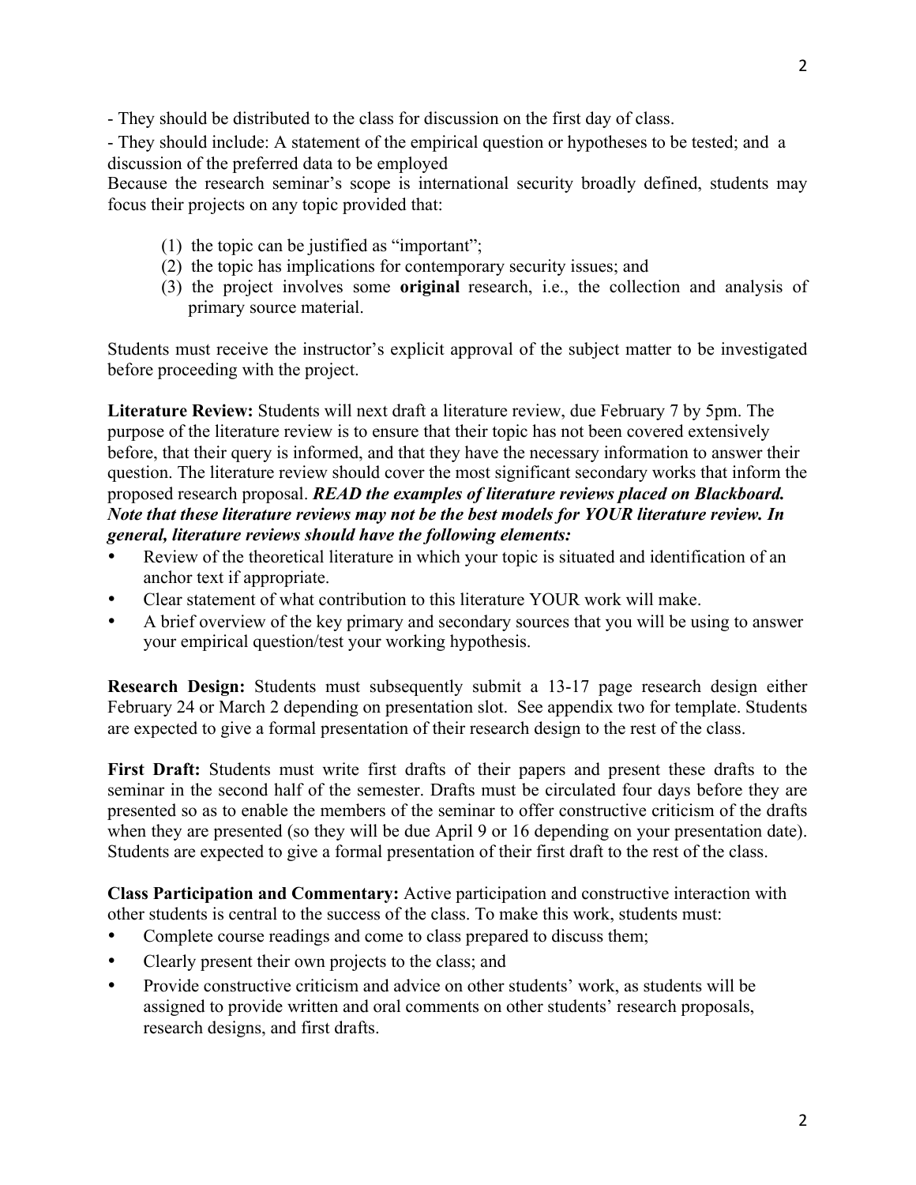- They should be distributed to the class for discussion on the first day of class.

- They should include: A statement of the empirical question or hypotheses to be tested; and a discussion of the preferred data to be employed

Because the research seminar's scope is international security broadly defined, students may focus their projects on any topic provided that:

(1) the topic can be justified as "important";
(2) the topic has implications for contemporary security issues; and
(3) the project involves some **original** research, i.e., the collection and analysis of primary source material.

Students must receive the instructor's explicit approval of the subject matter to be investigated before proceeding with the project.

**Literature Review:** Students will next draft a literature review, due February 7 by 5pm. The purpose of the literature review is to ensure that their topic has not been covered extensively before, that their query is informed, and that they have the necessary information to answer their question. The literature review should cover the most significant secondary works that inform the proposed research proposal. ***READ the examples of literature reviews placed on Blackboard. Note that these literature reviews may not be the best models for YOUR literature review. In general, literature reviews should have the following elements:***

- Review of the theoretical literature in which your topic is situated and identification of an anchor text if appropriate.
- Clear statement of what contribution to this literature YOUR work will make.
- A brief overview of the key primary and secondary sources that you will be using to answer your empirical question/test your working hypothesis.

**Research Design:** Students must subsequently submit a 13-17 page research design either February 24 or March 2 depending on presentation slot. See appendix two for template. Students are expected to give a formal presentation of their research design to the rest of the class.

**First Draft:** Students must write first drafts of their papers and present these drafts to the seminar in the second half of the semester. Drafts must be circulated four days before they are presented so as to enable the members of the seminar to offer constructive criticism of the drafts when they are presented (so they will be due April 9 or 16 depending on your presentation date). Students are expected to give a formal presentation of their first draft to the rest of the class.

**Class Participation and Commentary:** Active participation and constructive interaction with other students is central to the success of the class. To make this work, students must:

- Complete course readings and come to class prepared to discuss them;
- Clearly present their own projects to the class; and
- Provide constructive criticism and advice on other students' work, as students will be assigned to provide written and oral comments on other students' research proposals, research designs, and first drafts.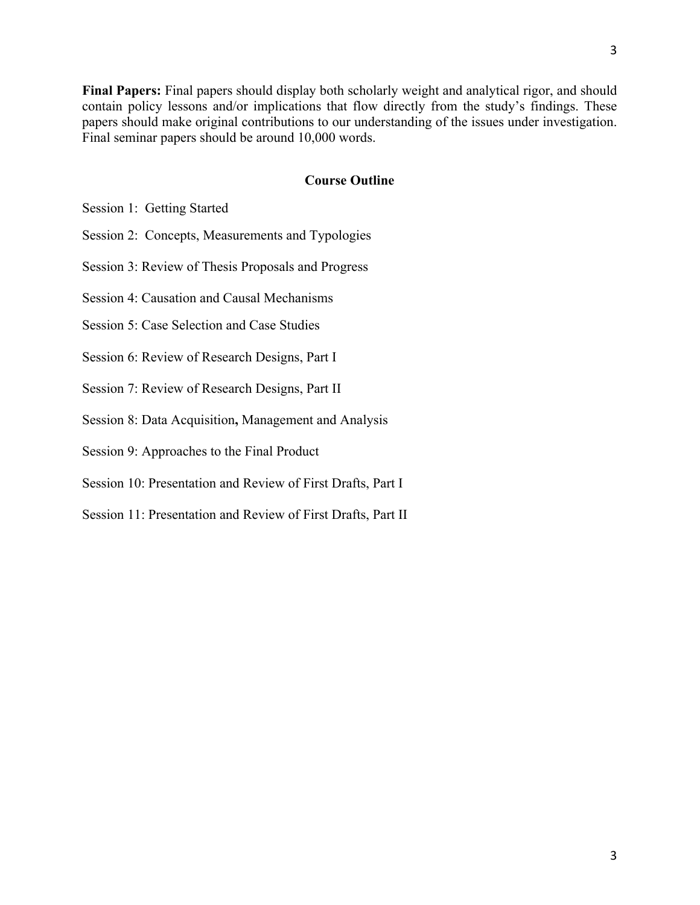**Final Papers:** Final papers should display both scholarly weight and analytical rigor, and should contain policy lessons and/or implications that flow directly from the study's findings. These papers should make original contributions to our understanding of the issues under investigation. Final seminar papers should be around 10,000 words.

## Course Outline

Session 1: Getting Started

Session 2: Concepts, Measurements and Typologies

Session 3: Review of Thesis Proposals and Progress

Session 4: Causation and Causal Mechanisms

Session 5: Case Selection and Case Studies

Session 6: Review of Research Designs, Part I

Session 7: Review of Research Designs, Part II

Session 8: Data Acquisition**,** Management and Analysis

Session 9: Approaches to the Final Product

Session 10: Presentation and Review of First Drafts, Part I

Session 11: Presentation and Review of First Drafts, Part II